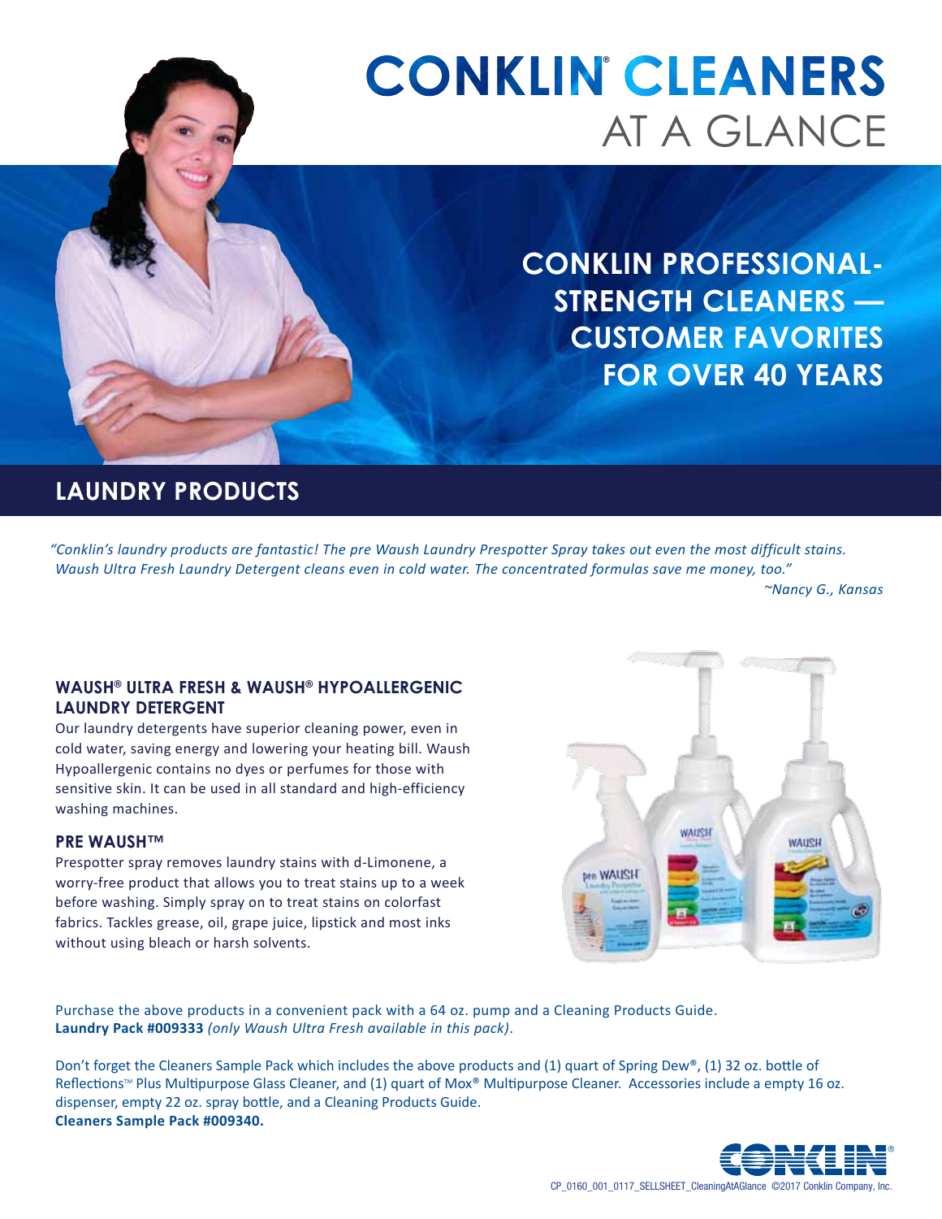# CONKLIN® CLEANERS AT A GLANCE

## CONKLIN PROFESSIONAL-STRENGTH CLEANERS — CUSTOMER FAVORITES FOR OVER 40 YEARS

## LAUNDRY PRODUCTS

*"Conklin's laundry products are fantastic! The pre Waush Laundry Prespotter Spray takes out even the most difficult stains. Waush Ultra Fresh Laundry Detergent cleans even in cold water. The concentrated formulas save me money, too."*

*~Nancy G., Kansas*

### WAUSH® ULTRA FRESH & WAUSH® HYPOALLERGENIC LAUNDRY DETERGENT

Our laundry detergents have superior cleaning power, even in cold water, saving energy and lowering your heating bill. Waush Hypoallergenic contains no dyes or perfumes for those with sensitive skin. It can be used in all standard and high-efficiency washing machines.

### PRE WAUSH™

Prespotter spray removes laundry stains with d-Limonene, a worry-free product that allows you to treat stains up to a week before washing. Simply spray on to treat stains on colorfast fabrics. Tackles grease, oil, grape juice, lipstick and most inks without using bleach or harsh solvents.

Purchase the above products in a convenient pack with a 64 oz. pump and a Cleaning Products Guide.
**Laundry Pack #009333** *(only Waush Ultra Fresh available in this pack)*.

Don't forget the Cleaners Sample Pack which includes the above products and (1) quart of Spring Dew®, (1) 32 oz. bottle of Reflections™ Plus Multipurpose Glass Cleaner, and (1) quart of Mox® Multipurpose Cleaner. Accessories include a empty 16 oz. dispenser, empty 22 oz. spray bottle, and a Cleaning Products Guide.
**Cleaners Sample Pack #009340.**

CP_0160_001_0117_SELLSHEET_CleaningAtAGlance ©2017 Conklin Company, Inc.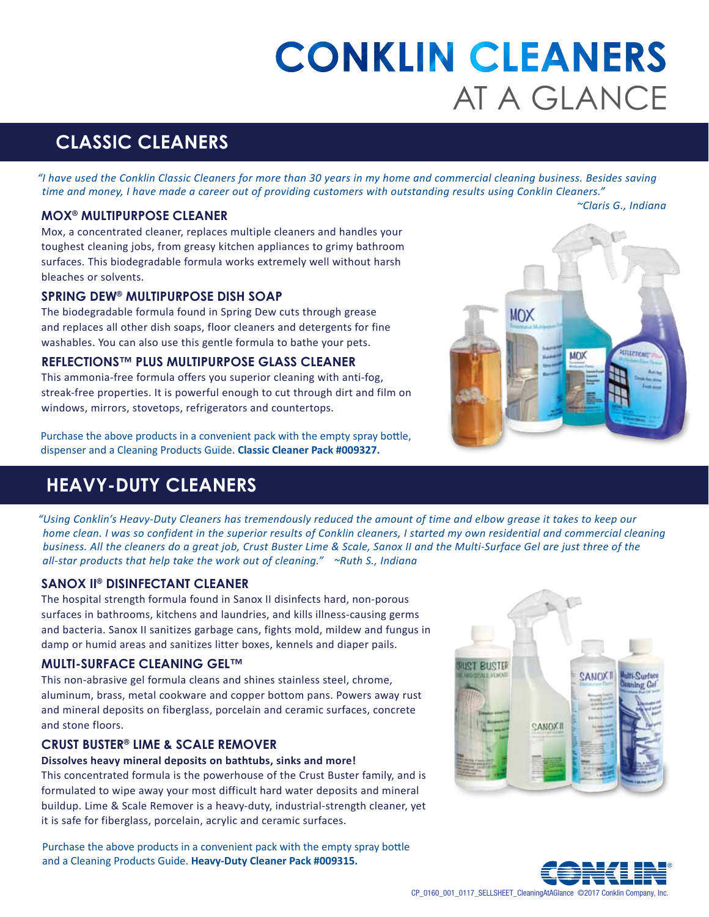# CONKLIN CLEANERS AT A GLANCE

## CLASSIC CLEANERS

*"I have used the Conklin Classic Cleaners for more than 30 years in my home and commercial cleaning business. Besides saving time and money, I have made a career out of providing customers with outstanding results using Conklin Cleaners."*
*~Claris G., Indiana*

### MOX® MULTIPURPOSE CLEANER

Mox, a concentrated cleaner, replaces multiple cleaners and handles your toughest cleaning jobs, from greasy kitchen appliances to grimy bathroom surfaces. This biodegradable formula works extremely well without harsh bleaches or solvents.

### SPRING DEW® MULTIPURPOSE DISH SOAP

The biodegradable formula found in Spring Dew cuts through grease and replaces all other dish soaps, floor cleaners and detergents for fine washables. You can also use this gentle formula to bathe your pets.

### REFLECTIONS™ PLUS MULTIPURPOSE GLASS CLEANER

This ammonia-free formula offers you superior cleaning with anti-fog, streak-free properties. It is powerful enough to cut through dirt and film on windows, mirrors, stovetops, refrigerators and countertops.

Purchase the above products in a convenient pack with the empty spray bottle, dispenser and a Cleaning Products Guide. **Classic Cleaner Pack #009327.**

## HEAVY-DUTY CLEANERS

*"Using Conklin's Heavy-Duty Cleaners has tremendously reduced the amount of time and elbow grease it takes to keep our home clean. I was so confident in the superior results of Conklin cleaners, I started my own residential and commercial cleaning business. All the cleaners do a great job, Crust Buster Lime & Scale, Sanox II and the Multi-Surface Gel are just three of the all-star products that help take the work out of cleaning."* *~Ruth S., Indiana*

### SANOX II® DISINFECTANT CLEANER

The hospital strength formula found in Sanox II disinfects hard, non-porous surfaces in bathrooms, kitchens and laundries, and kills illness-causing germs and bacteria. Sanox II sanitizes garbage cans, fights mold, mildew and fungus in damp or humid areas and sanitizes litter boxes, kennels and diaper pails.

### MULTI-SURFACE CLEANING GEL™

This non-abrasive gel formula cleans and shines stainless steel, chrome, aluminum, brass, metal cookware and copper bottom pans. Powers away rust and mineral deposits on fiberglass, porcelain and ceramic surfaces, concrete and stone floors.

### CRUST BUSTER® LIME & SCALE REMOVER

**Dissolves heavy mineral deposits on bathtubs, sinks and more!**

This concentrated formula is the powerhouse of the Crust Buster family, and is formulated to wipe away your most difficult hard water deposits and mineral buildup. Lime & Scale Remover is a heavy-duty, industrial-strength cleaner, yet it is safe for fiberglass, porcelain, acrylic and ceramic surfaces.

Purchase the above products in a convenient pack with the empty spray bottle and a Cleaning Products Guide. **Heavy-Duty Cleaner Pack #009315.**

CONKLIN®

CP_0160_001_0117_SELLSHEET_CleaningAtAGlance ©2017 Conklin Company, Inc.